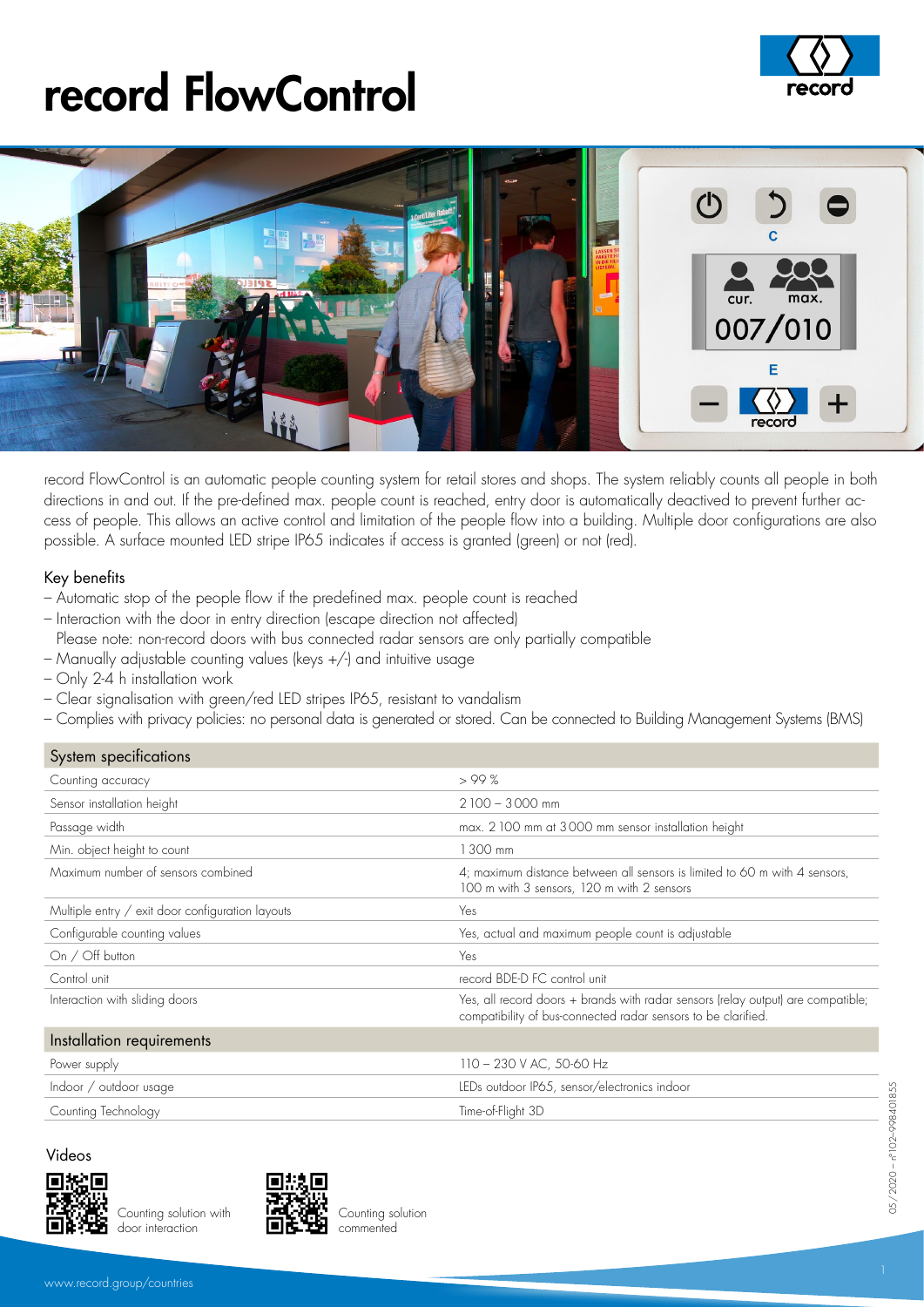# record FlowControl

record FlowControl is an automatic people counting system for retail stores and shops. The system reliably counts all people in both directions in and out. If the pre-defined max. people count is reached, entry door is automatically deactived to prevent further access of people. This allows an active control and limitation of the people flow into a building. Multiple door configurations are also possible. A surface mounted LED stripe IP65 indicates if access is granted (green) or not (red).

Key benefits

- Automatic stop of the people flow if the predefined max. people count is reached
- Interaction with the door in entry direction (escape direction not affected)
  Please note: non-record doors with bus connected radar sensors are only partially compatible
- Manually adjustable counting values (keys +/-) and intuitive usage
- Only 2-4 h installation work
- Clear signalisation with green/red LED stripes IP65, resistant to vandalism
- Complies with privacy policies: no personal data is generated or stored. Can be connected to Building Management Systems (BMS)

| System specifications | |
|---|---|
| Counting accuracy | > 99 % |
| Sensor installation height | 2 100 – 3 000 mm |
| Passage width | max. 2 100 mm at 3 000 mm sensor installation height |
| Min. object height to count | 1 300 mm |
| Maximum number of sensors combined | 4; maximum distance between all sensors is limited to 60 m with 4 sensors, 100 m with 3 sensors, 120 m with 2 sensors |
| Multiple entry / exit door configuration layouts | Yes |
| Configurable counting values | Yes, actual and maximum people count is adjustable |
| On / Off button | Yes |
| Control unit | record BDE-D FC control unit |
| Interaction with sliding doors | Yes, all record doors + brands with radar sensors (relay output) are compatible; compatibility of bus-connected radar sensors to be clarified. |
| **Installation requirements** | |
| Power supply | 110 – 230 V AC, 50-60 Hz |
| Indoor / outdoor usage | LEDs outdoor IP65, sensor/electronics indoor |
| Counting Technology | Time-of-Flight 3D |

Videos

Counting solution with door interaction

Counting solution commented

05/2020 – n°102–998401855

www.record.group/countries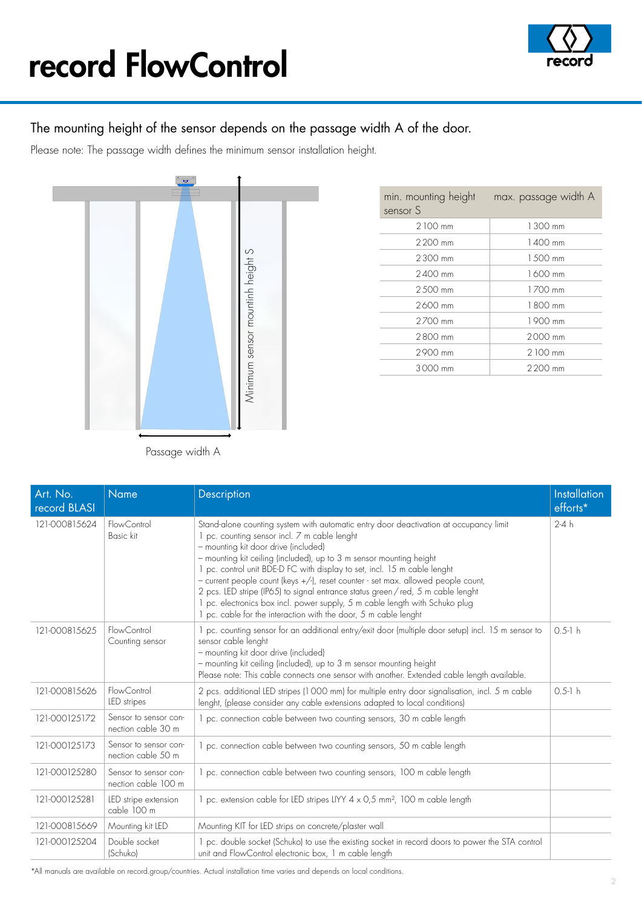# record FlowControl

The mounting height of the sensor depends on the passage width A of the door.

Please note: The passage width defines the minimum sensor installation height.

Minimum sensor mountinh height S

Passage width A

| min. mounting height sensor S | max. passage width A |
|---|---|
| 2100 mm | 1300 mm |
| 2200 mm | 1400 mm |
| 2300 mm | 1500 mm |
| 2400 mm | 1600 mm |
| 2500 mm | 1700 mm |
| 2600 mm | 1800 mm |
| 2700 mm | 1900 mm |
| 2800 mm | 2000 mm |
| 2900 mm | 2100 mm |
| 3000 mm | 2200 mm |

| Art. No. record BLASI | Name | Description | Installation efforts* |
|---|---|---|---|
| 121-000815624 | FlowControl Basic kit | Stand-alone counting system with automatic entry door deactivation at occupancy limit<br>1 pc. counting sensor incl. 7 m cable lenght<br>– mounting kit door drive (included)<br>– mounting kit ceiling (included), up to 3 m sensor mounting height<br>1 pc. control unit BDE-D FC with display to set, incl. 15 m cable lenght<br>– current people count (keys +/-), reset counter - set max. allowed people count,<br>2 pcs. LED stripe (IP65) to signal entrance status green / red, 5 m cable lenght<br>1 pc. electronics box incl. power supply, 5 m cable length with Schuko plug<br>1 pc. cable for the interaction with the door, 5 m cable lenght | 2-4 h |
| 121-000815625 | FlowControl Counting sensor | 1 pc. counting sensor for an additional entry/exit door (multiple door setup) incl. 15 m sensor to sensor cable lenght<br>– mounting kit door drive (included)<br>– mounting kit ceiling (included), up to 3 m sensor mounting height<br>Please note: This cable connects one sensor with another. Extended cable length available. | 0.5-1 h |
| 121-000815626 | FlowControl LED stripes | 2 pcs. additional LED stripes (1 000 mm) for multiple entry door signalisation, incl. 5 m cable lenght, (please consider any cable extensions adapted to local conditions) | 0.5-1 h |
| 121-000125172 | Sensor to sensor connection cable 30 m | 1 pc. connection cable between two counting sensors, 30 m cable length | |
| 121-000125173 | Sensor to sensor connection cable 50 m | 1 pc. connection cable between two counting sensors, 50 m cable length | |
| 121-000125280 | Sensor to sensor connection cable 100 m | 1 pc. connection cable between two counting sensors, 100 m cable length | |
| 121-000125281 | LED stripe extension cable 100 m | 1 pc. extension cable for LED stripes LIYY 4 x 0,5 mm², 100 m cable length | |
| 121-000815669 | Mounting kit LED | Mounting KIT for LED strips on concrete/plaster wall | |
| 121-000125204 | Double socket (Schuko) | 1 pc. double socket (Schuko) to use the existing socket in record doors to power the STA control unit and FlowControl electronic box, 1 m cable length | |

*All manuals are available on record.group/countries. Actual installation time varies and depends on local conditions.